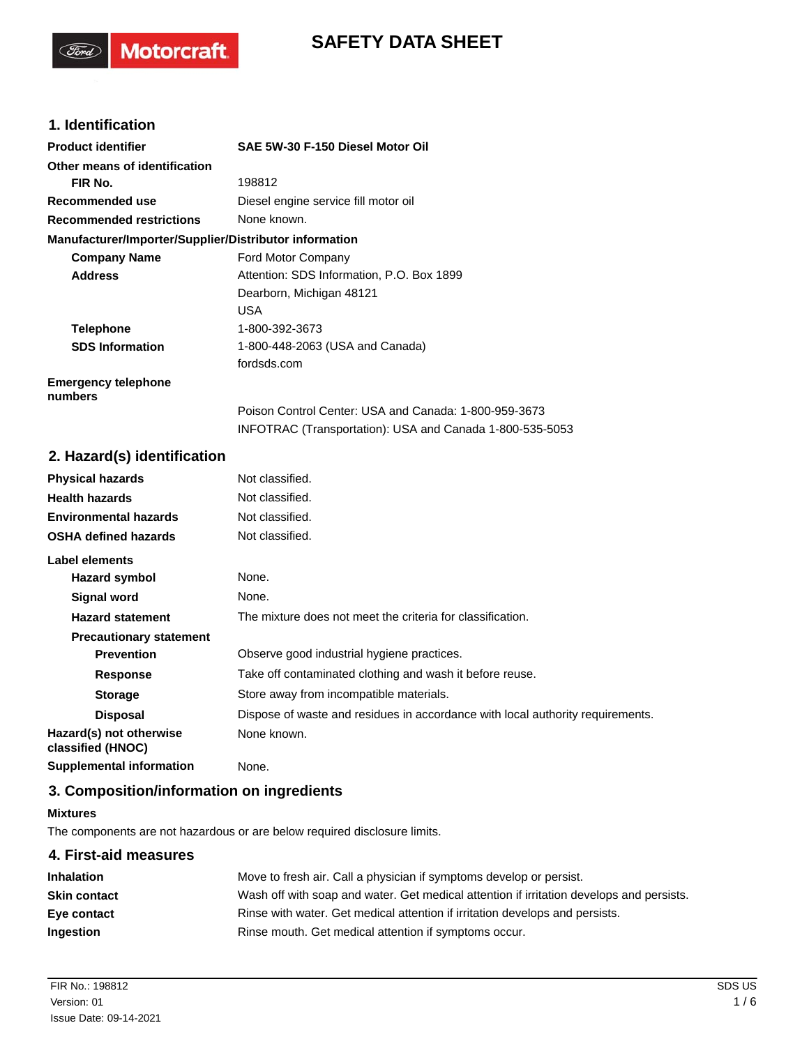# SAFETY DATA SHEET

## 1. Identification

| | |
|---|---|
| **Product identifier** | **SAE 5W-30 F-150 Diesel Motor Oil** |
| **Other means of identification** | |
| **FIR No.** | 198812 |
| **Recommended use** | Diesel engine service fill motor oil |
| **Recommended restrictions** | None known. |

**Manufacturer/Importer/Supplier/Distributor information**

| | |
|---|---|
| **Company Name** | Ford Motor Company |
| **Address** | Attention: SDS Information, P.O. Box 1899<br>Dearborn, Michigan 48121<br>USA |
| **Telephone** | 1-800-392-3673 |
| **SDS Information** | 1-800-448-2063 (USA and Canada)<br>fordsds.com |
| **Emergency telephone numbers** | Poison Control Center: USA and Canada: 1-800-959-3673<br>INFOTRAC (Transportation): USA and Canada 1-800-535-5053 |

## 2. Hazard(s) identification

| | |
|---|---|
| **Physical hazards** | Not classified. |
| **Health hazards** | Not classified. |
| **Environmental hazards** | Not classified. |
| **OSHA defined hazards** | Not classified. |

**Label elements**

| | |
|---|---|
| **Hazard symbol** | None. |
| **Signal word** | None. |
| **Hazard statement** | The mixture does not meet the criteria for classification. |
| **Precautionary statement** | |
| **Prevention** | Observe good industrial hygiene practices. |
| **Response** | Take off contaminated clothing and wash it before reuse. |
| **Storage** | Store away from incompatible materials. |
| **Disposal** | Dispose of waste and residues in accordance with local authority requirements. |
| **Hazard(s) not otherwise classified (HNOC)** | None known. |
| **Supplemental information** | None. |

## 3. Composition/information on ingredients

**Mixtures**

The components are not hazardous or are below required disclosure limits.

## 4. First-aid measures

| | |
|---|---|
| **Inhalation** | Move to fresh air. Call a physician if symptoms develop or persist. |
| **Skin contact** | Wash off with soap and water. Get medical attention if irritation develops and persists. |
| **Eye contact** | Rinse with water. Get medical attention if irritation develops and persists. |
| **Ingestion** | Rinse mouth. Get medical attention if symptoms occur. |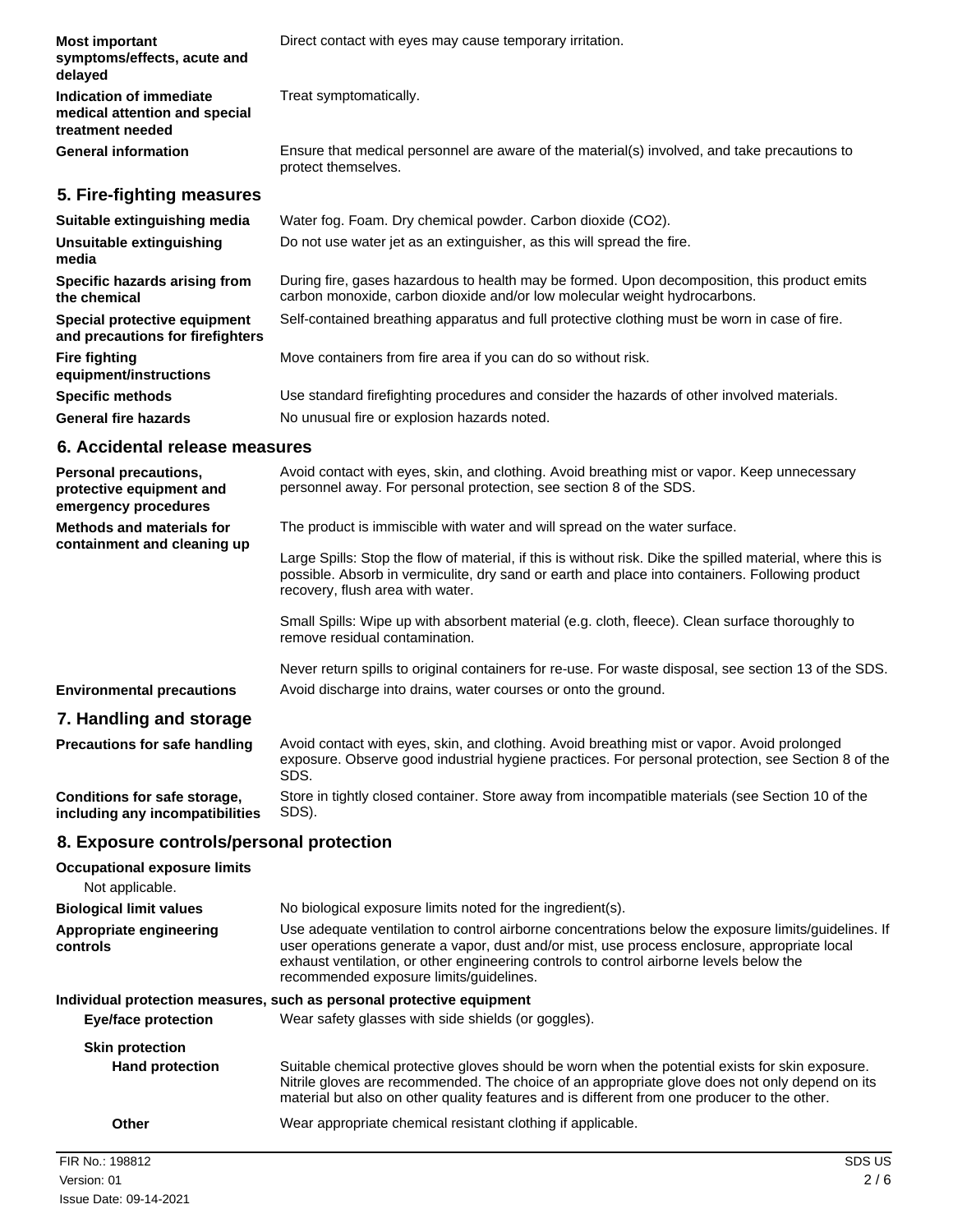**Most important symptoms/effects, acute and delayed** Direct contact with eyes may cause temporary irritation.

**Indication of immediate medical attention and special treatment needed** Treat symptomatically.

**General information** Ensure that medical personnel are aware of the material(s) involved, and take precautions to protect themselves.

## 5. Fire-fighting measures

**Suitable extinguishing media** Water fog. Foam. Dry chemical powder. Carbon dioxide ($CO_2$).

**Unsuitable extinguishing media** Do not use water jet as an extinguisher, as this will spread the fire.

**Specific hazards arising from the chemical** During fire, gases hazardous to health may be formed. Upon decomposition, this product emits carbon monoxide, carbon dioxide and/or low molecular weight hydrocarbons.

**Special protective equipment and precautions for firefighters** Self-contained breathing apparatus and full protective clothing must be worn in case of fire.

**Fire fighting equipment/instructions** Move containers from fire area if you can do so without risk.

**Specific methods** Use standard firefighting procedures and consider the hazards of other involved materials.

**General fire hazards** No unusual fire or explosion hazards noted.

## 6. Accidental release measures

**Personal precautions, protective equipment and emergency procedures** Avoid contact with eyes, skin, and clothing. Avoid breathing mist or vapor. Keep unnecessary personnel away. For personal protection, see section 8 of the SDS.

**Methods and materials for containment and cleaning up** The product is immiscible with water and will spread on the water surface.

Large Spills: Stop the flow of material, if this is without risk. Dike the spilled material, where this is possible. Absorb in vermiculite, dry sand or earth and place into containers. Following product recovery, flush area with water.

Small Spills: Wipe up with absorbent material (e.g. cloth, fleece). Clean surface thoroughly to remove residual contamination.

Never return spills to original containers for re-use. For waste disposal, see section 13 of the SDS.

**Environmental precautions** Avoid discharge into drains, water courses or onto the ground.

## 7. Handling and storage

**Precautions for safe handling** Avoid contact with eyes, skin, and clothing. Avoid breathing mist or vapor. Avoid prolonged exposure. Observe good industrial hygiene practices. For personal protection, see Section 8 of the SDS.

**Conditions for safe storage, including any incompatibilities** Store in tightly closed container. Store away from incompatible materials (see Section 10 of the SDS).

## 8. Exposure controls/personal protection

**Occupational exposure limits**

Not applicable.

**Biological limit values** No biological exposure limits noted for the ingredient(s).

**Appropriate engineering controls** Use adequate ventilation to control airborne concentrations below the exposure limits/guidelines. If user operations generate a vapor, dust and/or mist, use process enclosure, appropriate local exhaust ventilation, or other engineering controls to control airborne levels below the recommended exposure limits/guidelines.

**Individual protection measures, such as personal protective equipment**

**Eye/face protection** Wear safety glasses with side shields (or goggles).

**Skin protection**

**Hand protection** Suitable chemical protective gloves should be worn when the potential exists for skin exposure. Nitrile gloves are recommended. The choice of an appropriate glove does not only depend on its material but also on other quality features and is different from one producer to the other.

**Other** Wear appropriate chemical resistant clothing if applicable.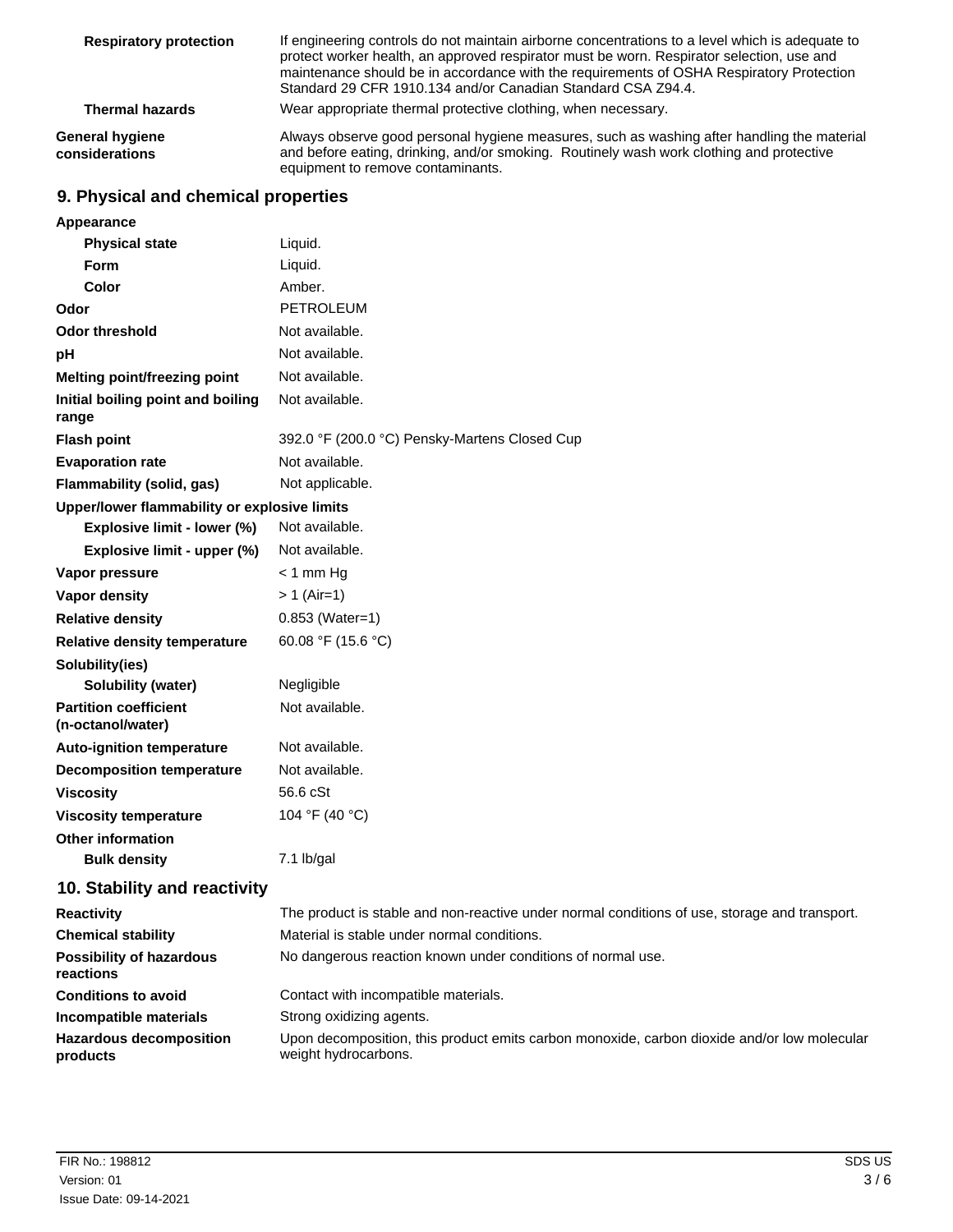| | |
|---|---|
| **Respiratory protection** | If engineering controls do not maintain airborne concentrations to a level which is adequate to protect worker health, an approved respirator must be worn. Respirator selection, use and maintenance should be in accordance with the requirements of OSHA Respiratory Protection Standard 29 CFR 1910.134 and/or Canadian Standard CSA Z94.4. |
| **Thermal hazards** | Wear appropriate thermal protective clothing, when necessary. |
| **General hygiene considerations** | Always observe good personal hygiene measures, such as washing after handling the material and before eating, drinking, and/or smoking. Routinely wash work clothing and protective equipment to remove contaminants. |

## 9. Physical and chemical properties

| | |
|---|---|
| **Appearance** | |
| **Physical state** | Liquid. |
| **Form** | Liquid. |
| **Color** | Amber. |
| **Odor** | PETROLEUM |
| **Odor threshold** | Not available. |
| **pH** | Not available. |
| **Melting point/freezing point** | Not available. |
| **Initial boiling point and boiling range** | Not available. |
| **Flash point** | 392.0 °F (200.0 °C) Pensky-Martens Closed Cup |
| **Evaporation rate** | Not available. |
| **Flammability (solid, gas)** | Not applicable. |
| **Upper/lower flammability or explosive limits** | |
| **Explosive limit - lower (%)** | Not available. |
| **Explosive limit - upper (%)** | Not available. |
| **Vapor pressure** | < 1 mm Hg |
| **Vapor density** | > 1 (Air=1) |
| **Relative density** | 0.853 (Water=1) |
| **Relative density temperature** | 60.08 °F (15.6 °C) |
| **Solubility(ies)** | |
| **Solubility (water)** | Negligible |
| **Partition coefficient (n-octanol/water)** | Not available. |
| **Auto-ignition temperature** | Not available. |
| **Decomposition temperature** | Not available. |
| **Viscosity** | 56.6 cSt |
| **Viscosity temperature** | 104 °F (40 °C) |
| **Other information** | |
| **Bulk density** | 7.1 lb/gal |

## 10. Stability and reactivity

| | |
|---|---|
| **Reactivity** | The product is stable and non-reactive under normal conditions of use, storage and transport. |
| **Chemical stability** | Material is stable under normal conditions. |
| **Possibility of hazardous reactions** | No dangerous reaction known under conditions of normal use. |
| **Conditions to avoid** | Contact with incompatible materials. |
| **Incompatible materials** | Strong oxidizing agents. |
| **Hazardous decomposition products** | Upon decomposition, this product emits carbon monoxide, carbon dioxide and/or low molecular weight hydrocarbons. |

FIR No.: 198812
Version: 01
Issue Date: 09-14-2021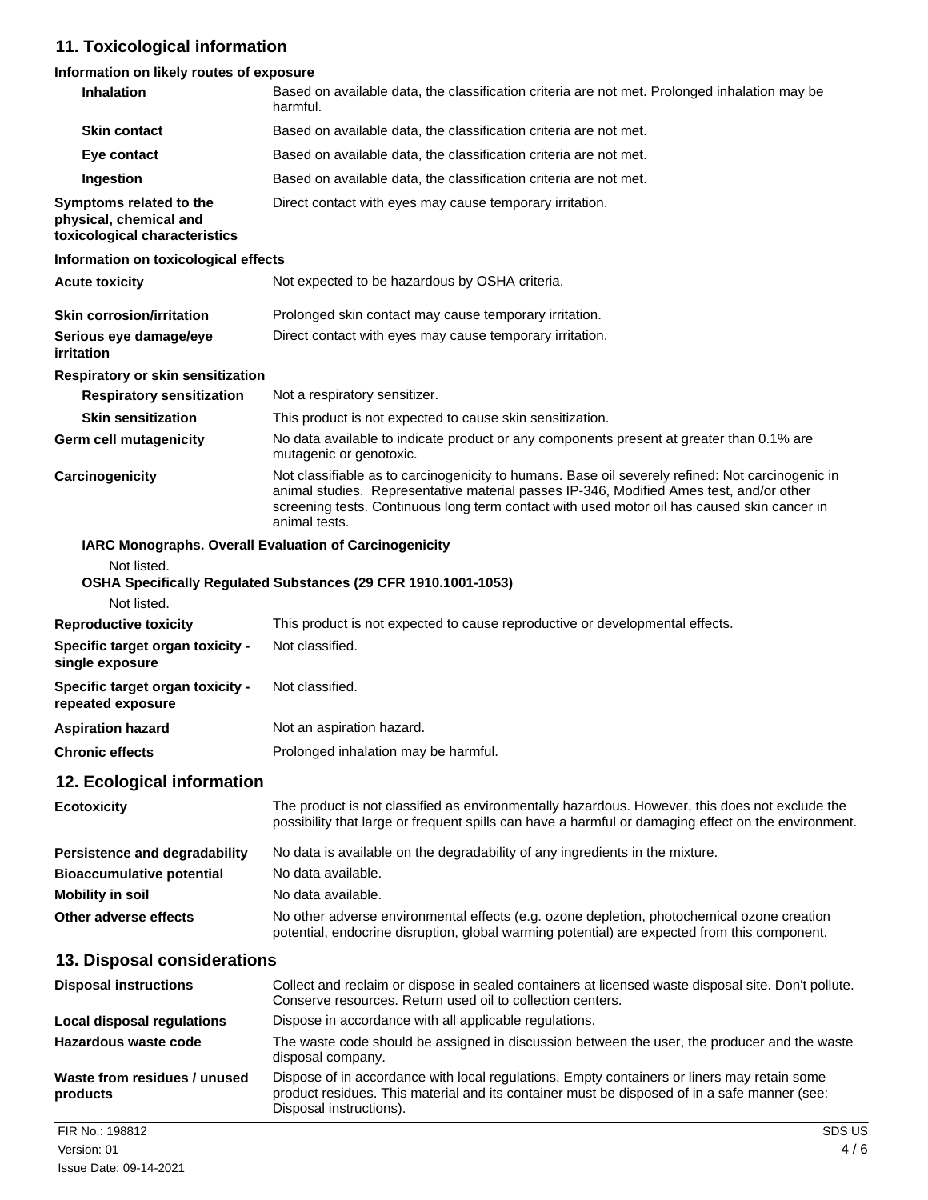## 11. Toxicological information

**Information on likely routes of exposure**

| | |
|---|---|
| **Inhalation** | Based on available data, the classification criteria are not met. Prolonged inhalation may be harmful. |
| **Skin contact** | Based on available data, the classification criteria are not met. |
| **Eye contact** | Based on available data, the classification criteria are not met. |
| **Ingestion** | Based on available data, the classification criteria are not met. |
| **Symptoms related to the physical, chemical and toxicological characteristics** | Direct contact with eyes may cause temporary irritation. |

**Information on toxicological effects**

| | |
|---|---|
| **Acute toxicity** | Not expected to be hazardous by OSHA criteria. |
| **Skin corrosion/irritation** | Prolonged skin contact may cause temporary irritation. |
| **Serious eye damage/eye irritation** | Direct contact with eyes may cause temporary irritation. |

**Respiratory or skin sensitization**

| | |
|---|---|
| **Respiratory sensitization** | Not a respiratory sensitizer. |
| **Skin sensitization** | This product is not expected to cause skin sensitization. |
| **Germ cell mutagenicity** | No data available to indicate product or any components present at greater than 0.1% are mutagenic or genotoxic. |
| **Carcinogenicity** | Not classifiable as to carcinogenicity to humans. Base oil severely refined: Not carcinogenic in animal studies. Representative material passes IP-346, Modified Ames test, and/or other screening tests. Continuous long term contact with used motor oil has caused skin cancer in animal tests. |

**IARC Monographs. Overall Evaluation of Carcinogenicity**

Not listed.

**OSHA Specifically Regulated Substances (29 CFR 1910.1001-1053)**

Not listed.

| | |
|---|---|
| **Reproductive toxicity** | This product is not expected to cause reproductive or developmental effects. |
| **Specific target organ toxicity - single exposure** | Not classified. |
| **Specific target organ toxicity - repeated exposure** | Not classified. |
| **Aspiration hazard** | Not an aspiration hazard. |
| **Chronic effects** | Prolonged inhalation may be harmful. |

## 12. Ecological information

| | |
|---|---|
| **Ecotoxicity** | The product is not classified as environmentally hazardous. However, this does not exclude the possibility that large or frequent spills can have a harmful or damaging effect on the environment. |
| **Persistence and degradability** | No data is available on the degradability of any ingredients in the mixture. |
| **Bioaccumulative potential** | No data available. |
| **Mobility in soil** | No data available. |
| **Other adverse effects** | No other adverse environmental effects (e.g. ozone depletion, photochemical ozone creation potential, endocrine disruption, global warming potential) are expected from this component. |

## 13. Disposal considerations

| | |
|---|---|
| **Disposal instructions** | Collect and reclaim or dispose in sealed containers at licensed waste disposal site. Don't pollute. Conserve resources. Return used oil to collection centers. |
| **Local disposal regulations** | Dispose in accordance with all applicable regulations. |
| **Hazardous waste code** | The waste code should be assigned in discussion between the user, the producer and the waste disposal company. |
| **Waste from residues / unused products** | Dispose of in accordance with local regulations. Empty containers or liners may retain some product residues. This material and its container must be disposed of in a safe manner (see: Disposal instructions). |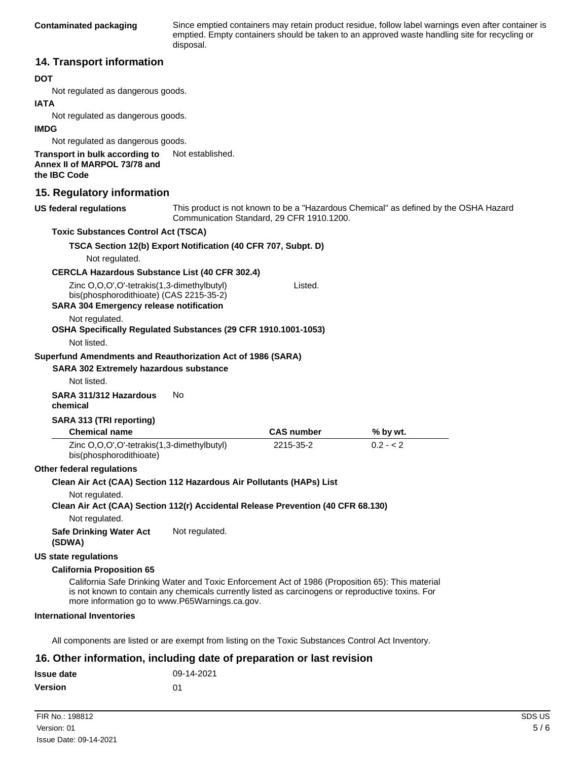**Contaminated packaging** Since emptied containers may retain product residue, follow label warnings even after container is emptied. Empty containers should be taken to an approved waste handling site for recycling or disposal.

## 14. Transport information

**DOT**

Not regulated as dangerous goods.

**IATA**

Not regulated as dangerous goods.

**IMDG**

Not regulated as dangerous goods.

**Transport in bulk according to Annex II of MARPOL 73/78 and the IBC Code** Not established.

## 15. Regulatory information

**US federal regulations** This product is not known to be a "Hazardous Chemical" as defined by the OSHA Hazard Communication Standard, 29 CFR 1910.1200.

**Toxic Substances Control Act (TSCA)**

**TSCA Section 12(b) Export Notification (40 CFR 707, Subpt. D)**

Not regulated.

**CERCLA Hazardous Substance List (40 CFR 302.4)**

Zinc O,O,O',O'-tetrakis(1,3-dimethylbutyl) bis(phosphorodithioate) (CAS 2215-35-2) Listed.

**SARA 304 Emergency release notification**

Not regulated.

**OSHA Specifically Regulated Substances (29 CFR 1910.1001-1053)**

Not listed.

**Superfund Amendments and Reauthorization Act of 1986 (SARA)**

**SARA 302 Extremely hazardous substance**

Not listed.

**SARA 311/312 Hazardous chemical** No

**SARA 313 (TRI reporting)**

| Chemical name | CAS number | % by wt. |
|---|---|---|
| Zinc O,O,O',O'-tetrakis(1,3-dimethylbutyl) bis(phosphorodithioate) | 2215-35-2 | 0.2 - < 2 |

**Other federal regulations**

**Clean Air Act (CAA) Section 112 Hazardous Air Pollutants (HAPs) List**

Not regulated.

**Clean Air Act (CAA) Section 112(r) Accidental Release Prevention (40 CFR 68.130)**

Not regulated.

**Safe Drinking Water Act (SDWA)** Not regulated.

**US state regulations**

**California Proposition 65**

California Safe Drinking Water and Toxic Enforcement Act of 1986 (Proposition 65): This material is not known to contain any chemicals currently listed as carcinogens or reproductive toxins. For more information go to www.P65Warnings.ca.gov.

**International Inventories**

All components are listed or are exempt from listing on the Toxic Substances Control Act Inventory.

## 16. Other information, including date of preparation or last revision

**Issue date** 09-14-2021

**Version** 01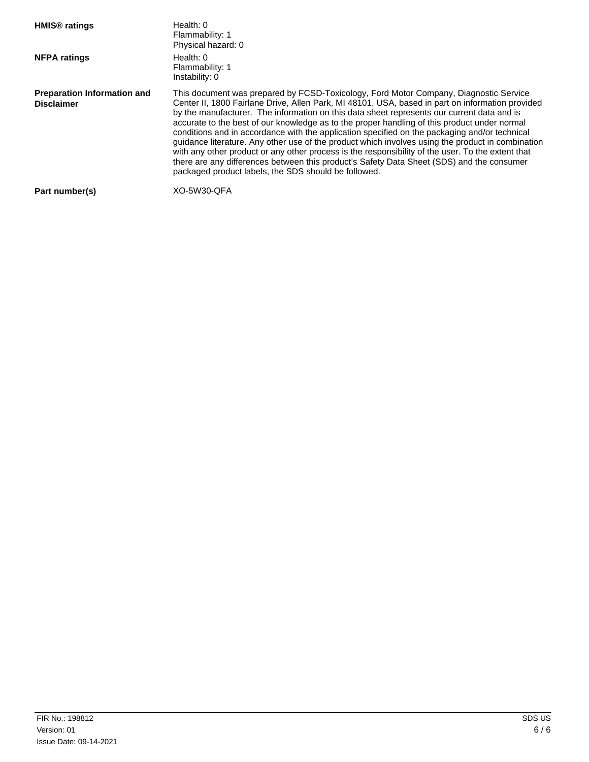**HMIS® ratings**

Health: 0
Flammability: 1
Physical hazard: 0

**NFPA ratings**

Health: 0
Flammability: 1
Instability: 0

**Preparation Information and Disclaimer**

This document was prepared by FCSD-Toxicology, Ford Motor Company, Diagnostic Service Center II, 1800 Fairlane Drive, Allen Park, MI 48101, USA, based in part on information provided by the manufacturer. The information on this data sheet represents our current data and is accurate to the best of our knowledge as to the proper handling of this product under normal conditions and in accordance with the application specified on the packaging and/or technical guidance literature. Any other use of the product which involves using the product in combination with any other product or any other process is the responsibility of the user. To the extent that there are any differences between this product's Safety Data Sheet (SDS) and the consumer packaged product labels, the SDS should be followed.

**Part number(s)**

XO-5W30-QFA